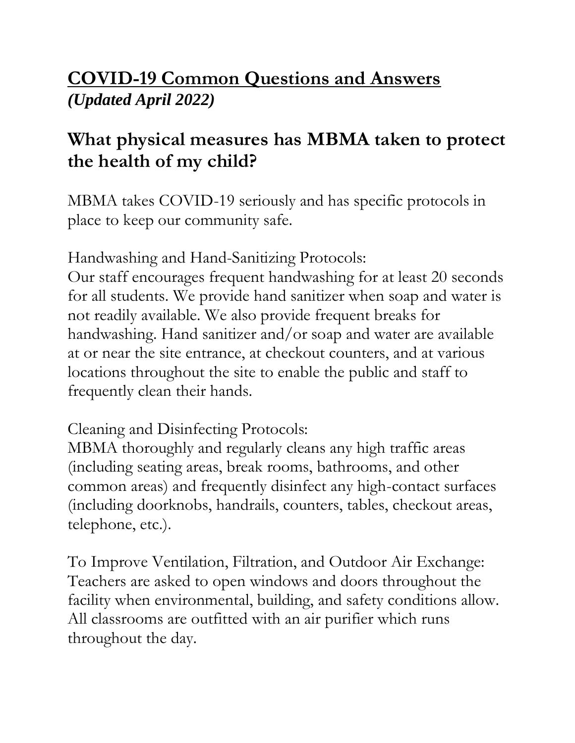# <u>COVID-19 Common Questions and Answers</u>

***(Updated April 2022)***

## What physical measures has MBMA taken to protect the health of my child?

MBMA takes COVID-19 seriously and has specific protocols in place to keep our community safe.

Handwashing and Hand-Sanitizing Protocols:
Our staff encourages frequent handwashing for at least 20 seconds for all students. We provide hand sanitizer when soap and water is not readily available. We also provide frequent breaks for handwashing. Hand sanitizer and/or soap and water are available at or near the site entrance, at checkout counters, and at various locations throughout the site to enable the public and staff to frequently clean their hands.

Cleaning and Disinfecting Protocols:
MBMA thoroughly and regularly cleans any high traffic areas (including seating areas, break rooms, bathrooms, and other common areas) and frequently disinfect any high-contact surfaces (including doorknobs, handrails, counters, tables, checkout areas, telephone, etc.).

To Improve Ventilation, Filtration, and Outdoor Air Exchange:
Teachers are asked to open windows and doors throughout the facility when environmental, building, and safety conditions allow. All classrooms are outfitted with an air purifier which runs throughout the day.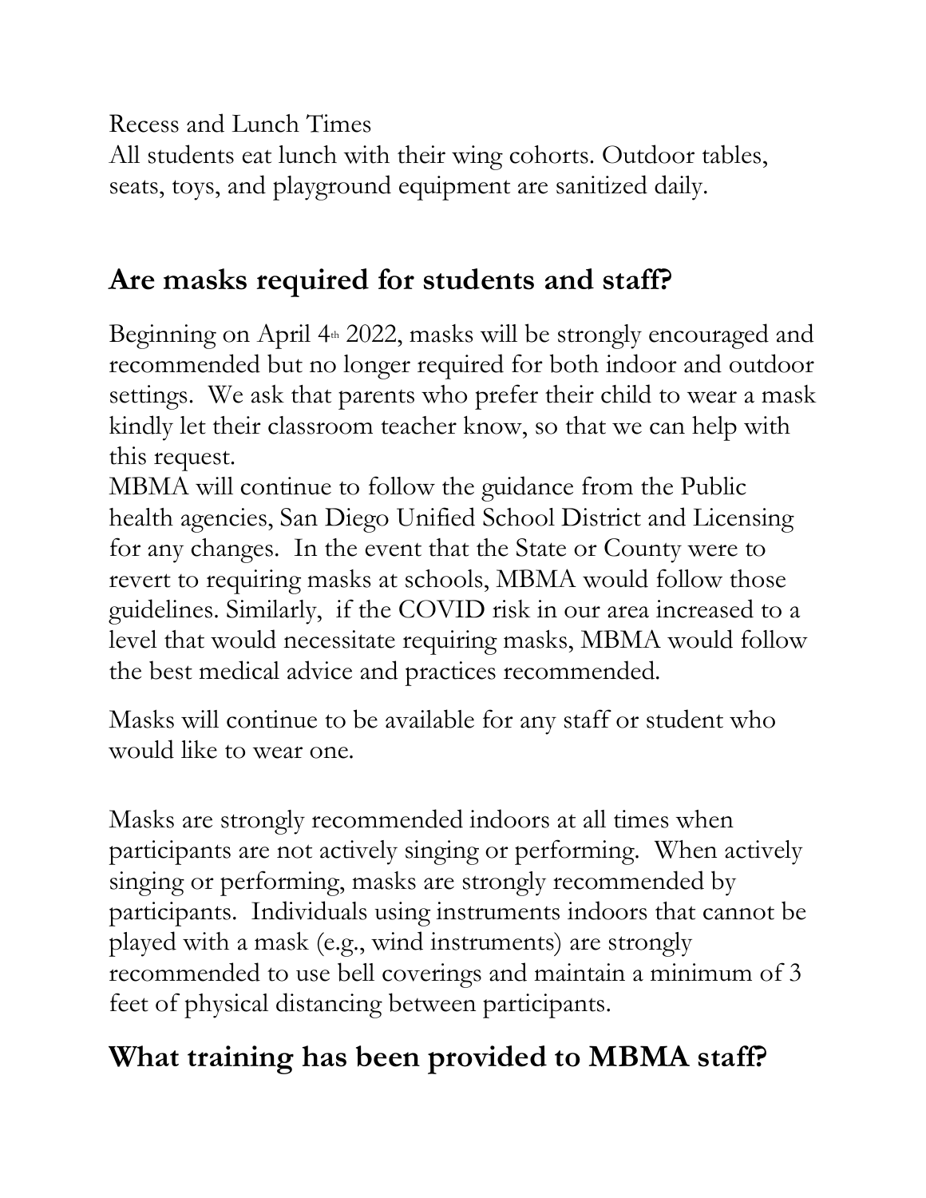Recess and Lunch Times
All students eat lunch with their wing cohorts. Outdoor tables, seats, toys, and playground equipment are sanitized daily.

## Are masks required for students and staff?

Beginning on April 4th 2022, masks will be strongly encouraged and recommended but no longer required for both indoor and outdoor settings. We ask that parents who prefer their child to wear a mask kindly let their classroom teacher know, so that we can help with this request.
MBMA will continue to follow the guidance from the Public health agencies, San Diego Unified School District and Licensing for any changes. In the event that the State or County were to revert to requiring masks at schools, MBMA would follow those guidelines. Similarly, if the COVID risk in our area increased to a level that would necessitate requiring masks, MBMA would follow the best medical advice and practices recommended.

Masks will continue to be available for any staff or student who would like to wear one.

Masks are strongly recommended indoors at all times when participants are not actively singing or performing. When actively singing or performing, masks are strongly recommended by participants. Individuals using instruments indoors that cannot be played with a mask (e.g., wind instruments) are strongly recommended to use bell coverings and maintain a minimum of 3 feet of physical distancing between participants.

## What training has been provided to MBMA staff?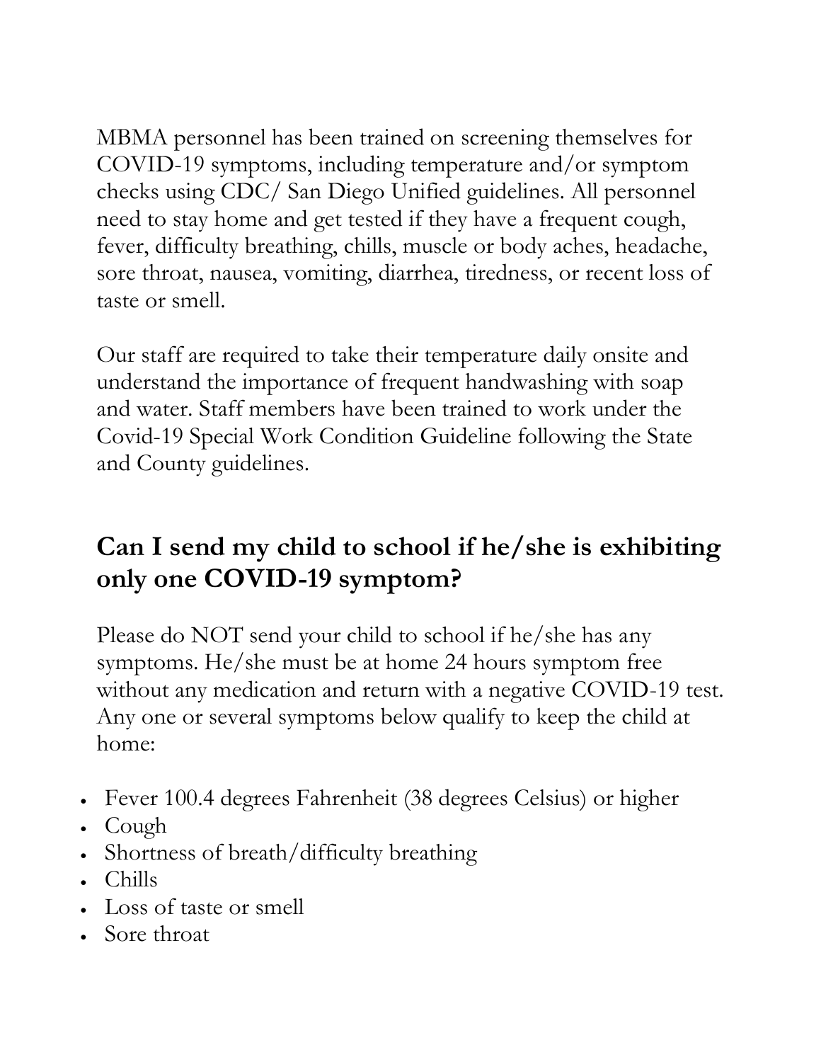MBMA personnel has been trained on screening themselves for COVID-19 symptoms, including temperature and/or symptom checks using CDC/ San Diego Unified guidelines. All personnel need to stay home and get tested if they have a frequent cough, fever, difficulty breathing, chills, muscle or body aches, headache, sore throat, nausea, vomiting, diarrhea, tiredness, or recent loss of taste or smell.

Our staff are required to take their temperature daily onsite and understand the importance of frequent handwashing with soap and water. Staff members have been trained to work under the Covid-19 Special Work Condition Guideline following the State and County guidelines.

## Can I send my child to school if he/she is exhibiting only one COVID-19 symptom?

Please do NOT send your child to school if he/she has any symptoms. He/she must be at home 24 hours symptom free without any medication and return with a negative COVID-19 test. Any one or several symptoms below qualify to keep the child at home:

- Fever 100.4 degrees Fahrenheit (38 degrees Celsius) or higher
- Cough
- Shortness of breath/difficulty breathing
- Chills
- Loss of taste or smell
- Sore throat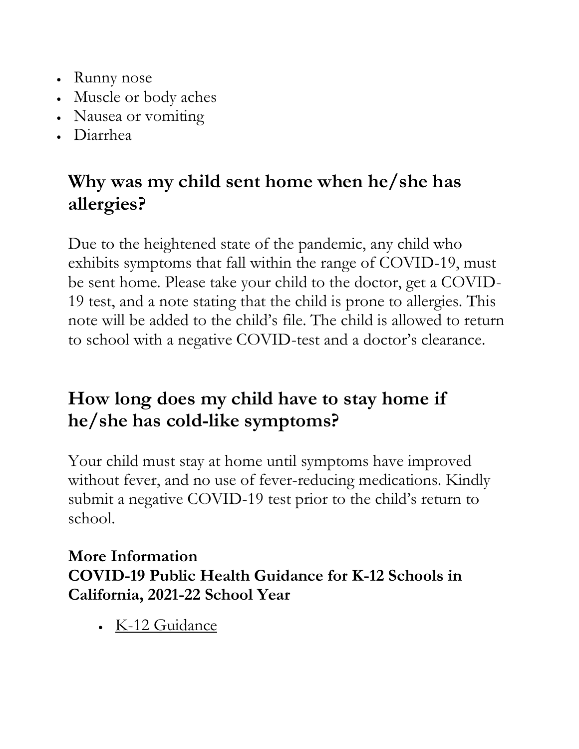- Runny nose
- Muscle or body aches
- Nausea or vomiting
- Diarrhea

## Why was my child sent home when he/she has allergies?

Due to the heightened state of the pandemic, any child who exhibits symptoms that fall within the range of COVID-19, must be sent home. Please take your child to the doctor, get a COVID-19 test, and a note stating that the child is prone to allergies. This note will be added to the child's file. The child is allowed to return to school with a negative COVID-test and a doctor's clearance.

## How long does my child have to stay home if he/she has cold-like symptoms?

Your child must stay at home until symptoms have improved without fever, and no use of fever-reducing medications. Kindly submit a negative COVID-19 test prior to the child's return to school.

**More Information**
**COVID-19 Public Health Guidance for K-12 Schools in California, 2021-22 School Year**

- K-12 Guidance